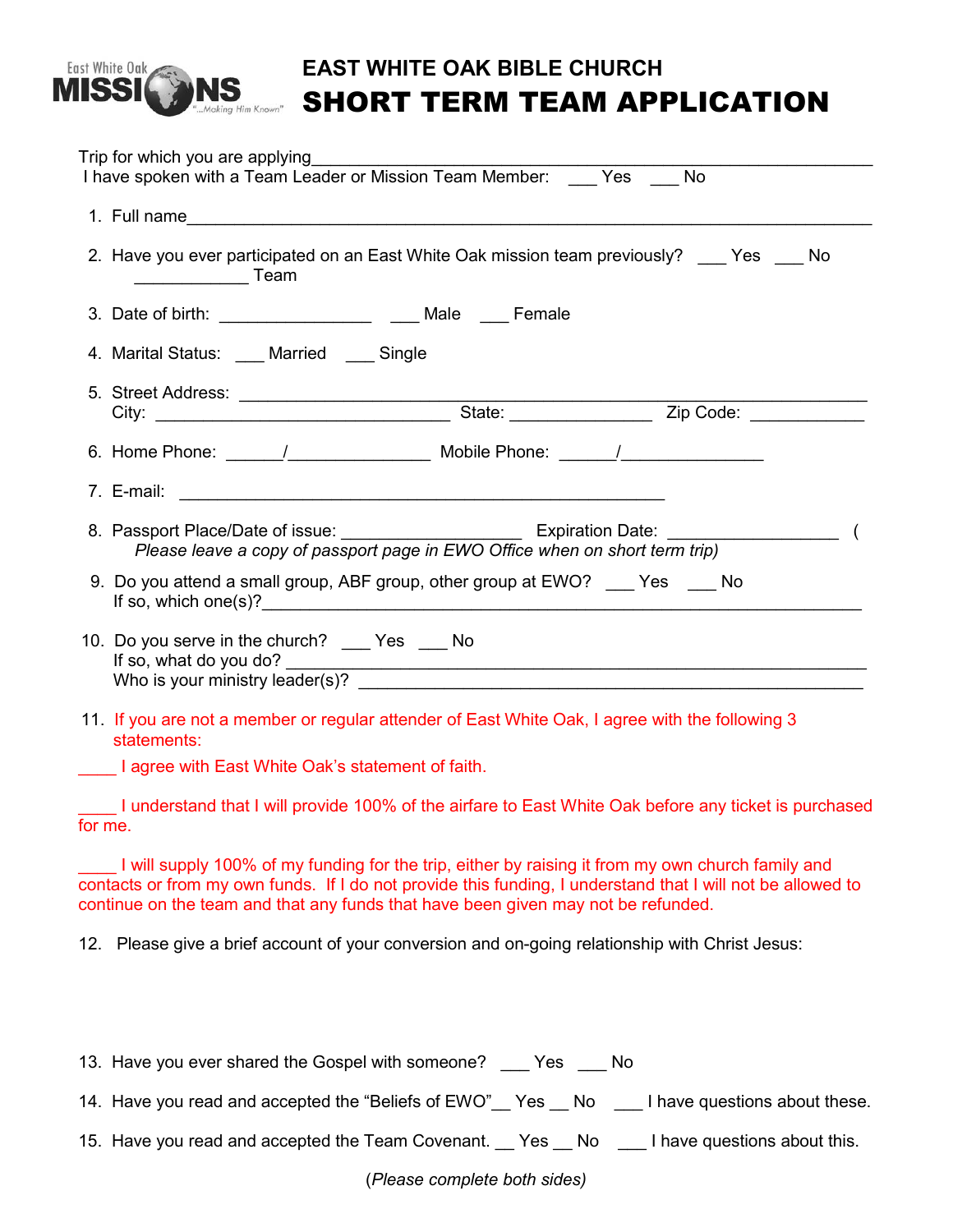East White Oak MISSIONS "...Making Him Known"

# EAST WHITE OAK BIBLE CHURCH
# SHORT TERM TEAM APPLICATION

Trip for which you are applying_______________________________________________

I have spoken with a Team Leader or Mission Team Member: ___ Yes ___ No

1. Full name_______________________________________________________________

2. Have you ever participated on an East White Oak mission team previously? ___ Yes ___ No
   ____________ Team

3. Date of birth: ________________ ___ Male ___ Female

4. Marital Status: ___ Married ___ Single

5. Street Address: ____________________________________________________
   City: ______________________________ State: ______________ Zip Code: ___________

6. Home Phone: ______/_______________ Mobile Phone: ______/_______________

7. E-mail: ___________________________________________________

8. Passport Place/Date of issue: __________________ Expiration Date: _________________ (
   *Please leave a copy of passport page in EWO Office when on short term trip)*

9. Do you attend a small group, ABF group, other group at EWO? ___ Yes ___ No
   If so, which one(s)?_______________________________________________________

10. Do you serve in the church? ___ Yes ___ No
    If so, what do you do? ___________________________________________________
    Who is your ministry leader(s)? ____________________________________________

11. If you are not a member or regular attender of East White Oak, I agree with the following 3 statements:

____ I agree with East White Oak's statement of faith.

____ I understand that I will provide 100% of the airfare to East White Oak before any ticket is purchased for me.

____ I will supply 100% of my funding for the trip, either by raising it from my own church family and contacts or from my own funds. If I do not provide this funding, I understand that I will not be allowed to continue on the team and that any funds that have been given may not be refunded.

12. Please give a brief account of your conversion and on-going relationship with Christ Jesus:

13. Have you ever shared the Gospel with someone? ___ Yes ___ No

14. Have you read and accepted the "Beliefs of EWO"__ Yes __ No ___ I have questions about these.

15. Have you read and accepted the Team Covenant. __ Yes __ No ___ I have questions about this.

(*Please complete both sides)*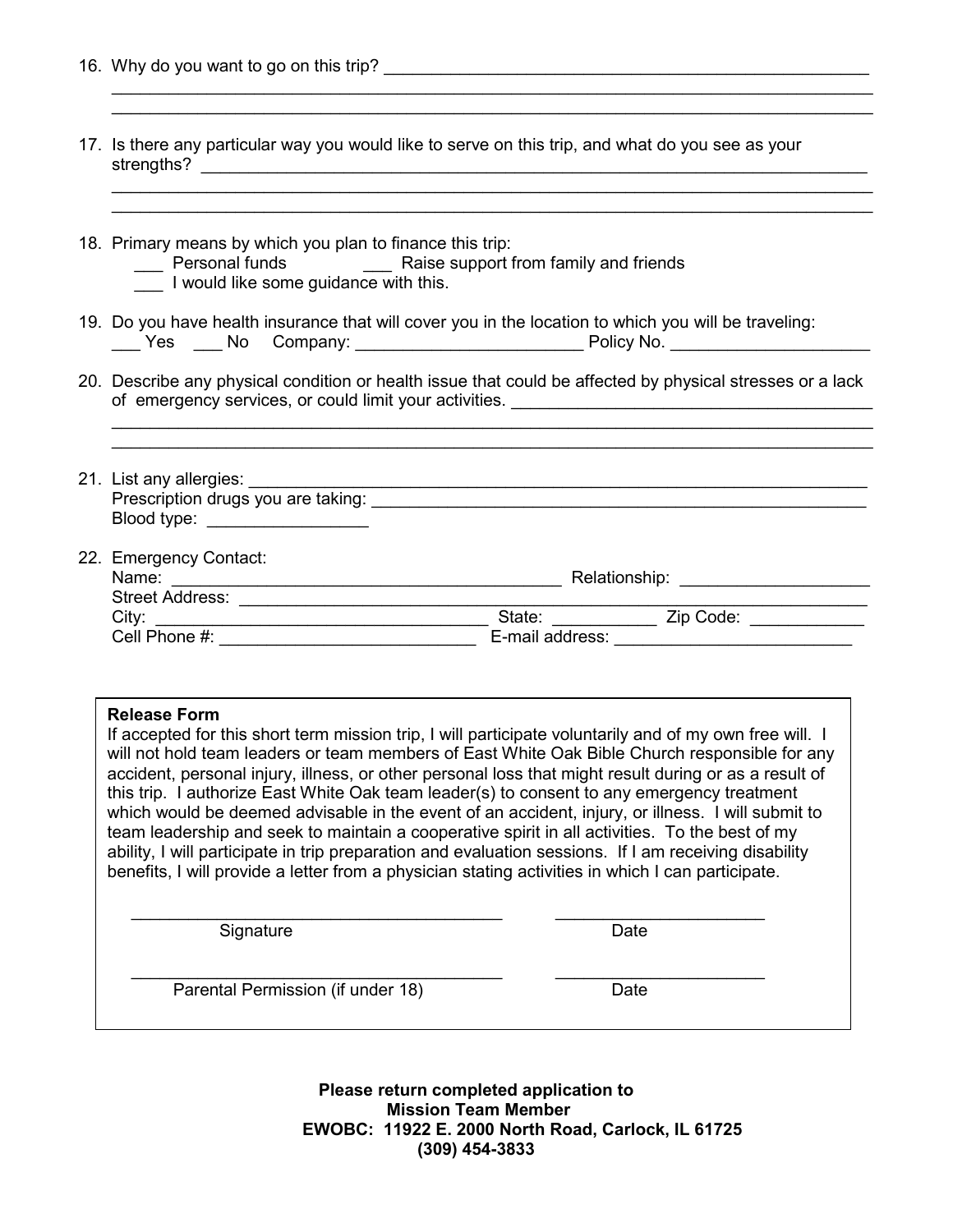16. Why do you want to go on this trip? ______________________________________________________
_____________________________________________________________________________
_____________________________________________________________________________

17. Is there any particular way you would like to serve on this trip, and what do you see as your strengths? ________________________________________________________________
_____________________________________________________________________________
_____________________________________________________________________________

18. Primary means by which you plan to finance this trip:
    ___ Personal funds ___ Raise support from family and friends
    ___ I would like some guidance with this.

19. Do you have health insurance that will cover you in the location to which you will be traveling:
    ___ Yes ___ No Company: ________________________ Policy No. _____________________

20. Describe any physical condition or health issue that could be affected by physical stresses or a lack of emergency services, or could limit your activities. ______________________________________
_____________________________________________________________________________
_____________________________________________________________________________

21. List any allergies: ___________________________________________________________
    Prescription drugs you are taking: ____________________________________________
    Blood type: ________________

22. Emergency Contact:
    Name: _________________________________________ Relationship: ___________________
    Street Address: ___________________________________________________________________
    City: _________________________________ State: ___________ Zip Code: ____________
    Cell Phone #: ___________________________ E-mail address: _________________________

**Release Form**

If accepted for this short term mission trip, I will participate voluntarily and of my own free will. I will not hold team leaders or team members of East White Oak Bible Church responsible for any accident, personal injury, illness, or other personal loss that might result during or as a result of this trip. I authorize East White Oak team leader(s) to consent to any emergency treatment which would be deemed advisable in the event of an accident, injury, or illness. I will submit to team leadership and seek to maintain a cooperative spirit in all activities. To the best of my ability, I will participate in trip preparation and evaluation sessions. If I am receiving disability benefits, I will provide a letter from a physician stating activities in which I can participate.

________________________________________ ______________________
Signature Date

________________________________________ ______________________
Parental Permission (if under 18) Date

**Please return completed application to**
**Mission Team Member**
**EWOBC: 11922 E. 2000 North Road, Carlock, IL 61725**
**(309) 454-3833**